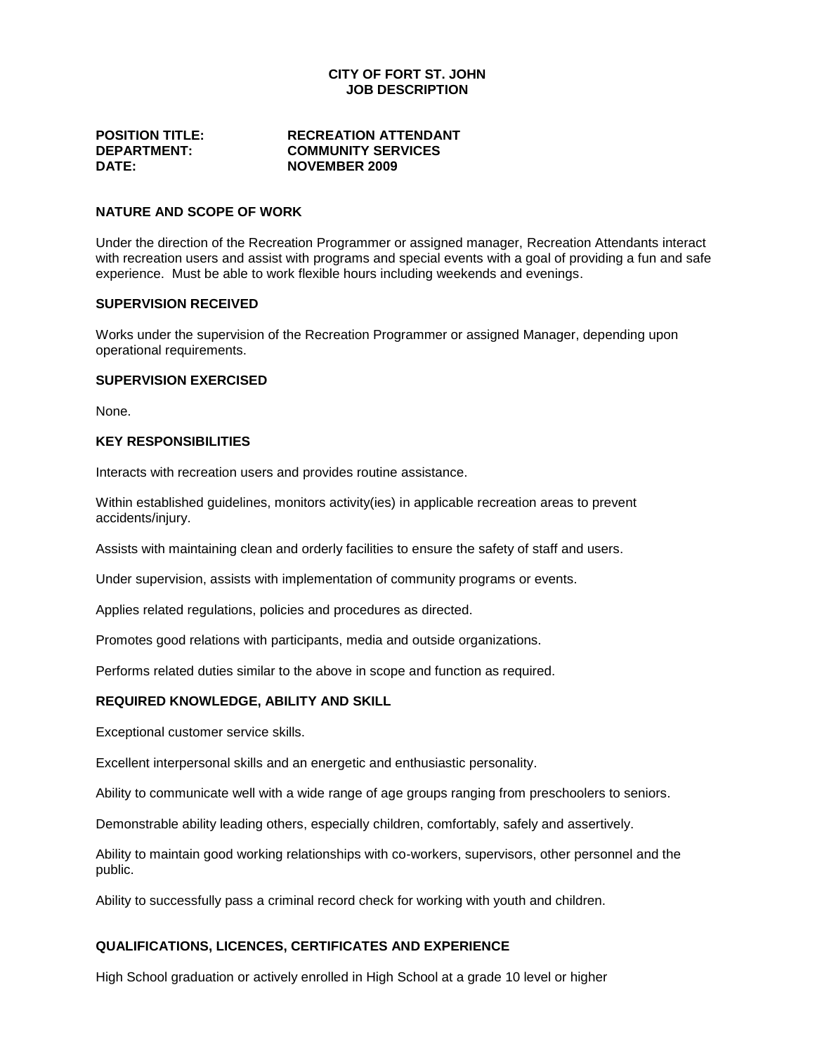# CITY OF FORT ST. JOHN
# JOB DESCRIPTION

**POSITION TITLE:** **RECREATION ATTENDANT**
**DEPARTMENT:** **COMMUNITY SERVICES**
**DATE:** **NOVEMBER 2009**

## NATURE AND SCOPE OF WORK

Under the direction of the Recreation Programmer or assigned manager, Recreation Attendants interact with recreation users and assist with programs and special events with a goal of providing a fun and safe experience. Must be able to work flexible hours including weekends and evenings.

## SUPERVISION RECEIVED

Works under the supervision of the Recreation Programmer or assigned Manager, depending upon operational requirements.

## SUPERVISION EXERCISED

None.

## KEY RESPONSIBILITIES

Interacts with recreation users and provides routine assistance.

Within established guidelines, monitors activity(ies) in applicable recreation areas to prevent accidents/injury.

Assists with maintaining clean and orderly facilities to ensure the safety of staff and users.

Under supervision, assists with implementation of community programs or events.

Applies related regulations, policies and procedures as directed.

Promotes good relations with participants, media and outside organizations.

Performs related duties similar to the above in scope and function as required.

## REQUIRED KNOWLEDGE, ABILITY AND SKILL

Exceptional customer service skills.

Excellent interpersonal skills and an energetic and enthusiastic personality.

Ability to communicate well with a wide range of age groups ranging from preschoolers to seniors.

Demonstrable ability leading others, especially children, comfortably, safely and assertively.

Ability to maintain good working relationships with co-workers, supervisors, other personnel and the public.

Ability to successfully pass a criminal record check for working with youth and children.

## QUALIFICATIONS, LICENCES, CERTIFICATES AND EXPERIENCE

High School graduation or actively enrolled in High School at a grade 10 level or higher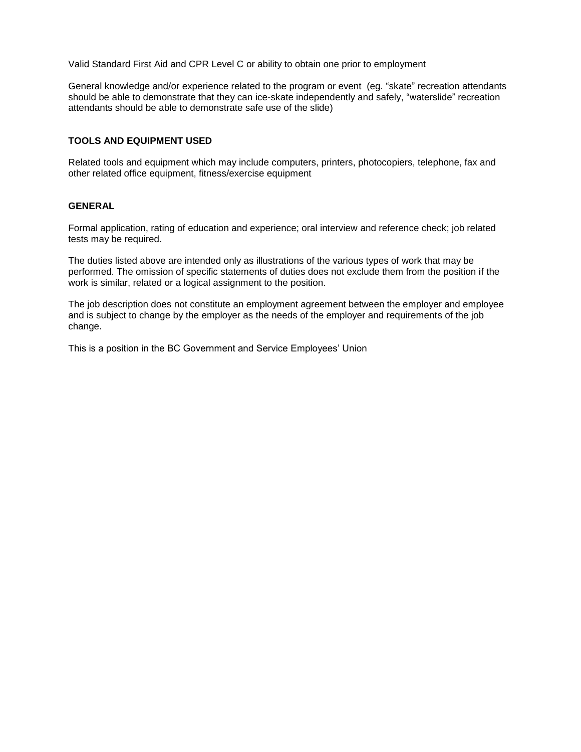Valid Standard First Aid and CPR Level C or ability to obtain one prior to employment

General knowledge and/or experience related to the program or event (eg. "skate" recreation attendants should be able to demonstrate that they can ice-skate independently and safely, "waterslide" recreation attendants should be able to demonstrate safe use of the slide)

**TOOLS AND EQUIPMENT USED**

Related tools and equipment which may include computers, printers, photocopiers, telephone, fax and other related office equipment, fitness/exercise equipment

**GENERAL**

Formal application, rating of education and experience; oral interview and reference check; job related tests may be required.

The duties listed above are intended only as illustrations of the various types of work that may be performed. The omission of specific statements of duties does not exclude them from the position if the work is similar, related or a logical assignment to the position.

The job description does not constitute an employment agreement between the employer and employee and is subject to change by the employer as the needs of the employer and requirements of the job change.

This is a position in the BC Government and Service Employees' Union